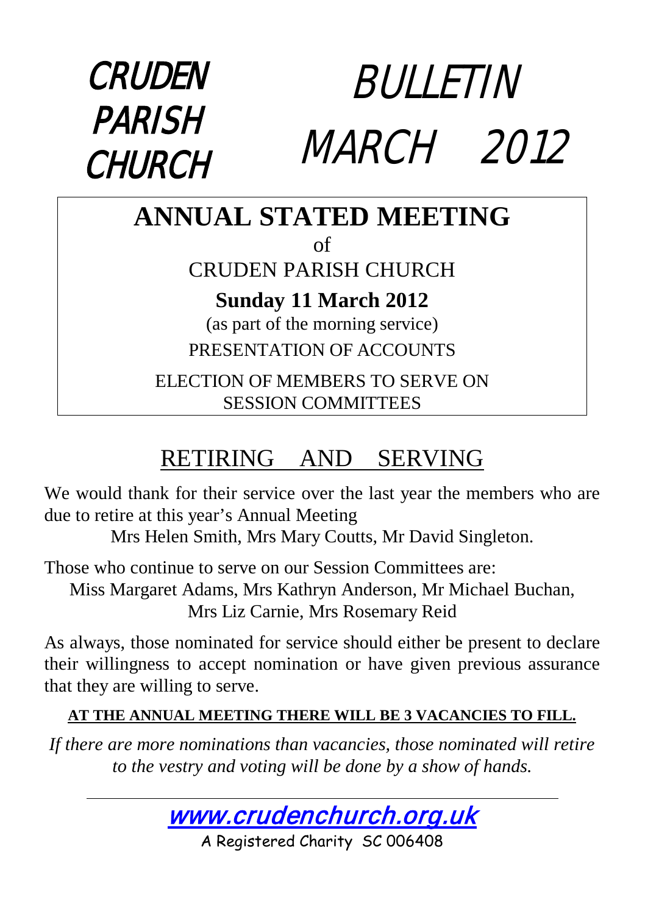# CRUDEN PARISH CHURCH

# BULLETIN MARCH 2012

## ANNUAL STATED MEETING

of

CRUDEN PARISH CHURCH

**Sunday 11 March 2012**

(as part of the morning service)

PRESENTATION OF ACCOUNTS

ELECTION OF MEMBERS TO SERVE ON SESSION COMMITTEES

## RETIRING AND SERVING

We would thank for their service over the last year the members who are due to retire at this year's Annual Meeting

Mrs Helen Smith, Mrs Mary Coutts, Mr David Singleton.

Those who continue to serve on our Session Committees are:

Miss Margaret Adams, Mrs Kathryn Anderson, Mr Michael Buchan, Mrs Liz Carnie, Mrs Rosemary Reid

As always, those nominated for service should either be present to declare their willingness to accept nomination or have given previous assurance that they are willing to serve.

**AT THE ANNUAL MEETING THERE WILL BE 3 VACANCIES TO FILL.**

*If there are more nominations than vacancies, those nominated will retire to the vestry and voting will be done by a show of hands.*

---

www.crudenchurch.org.uk

A Registered Charity SC 006408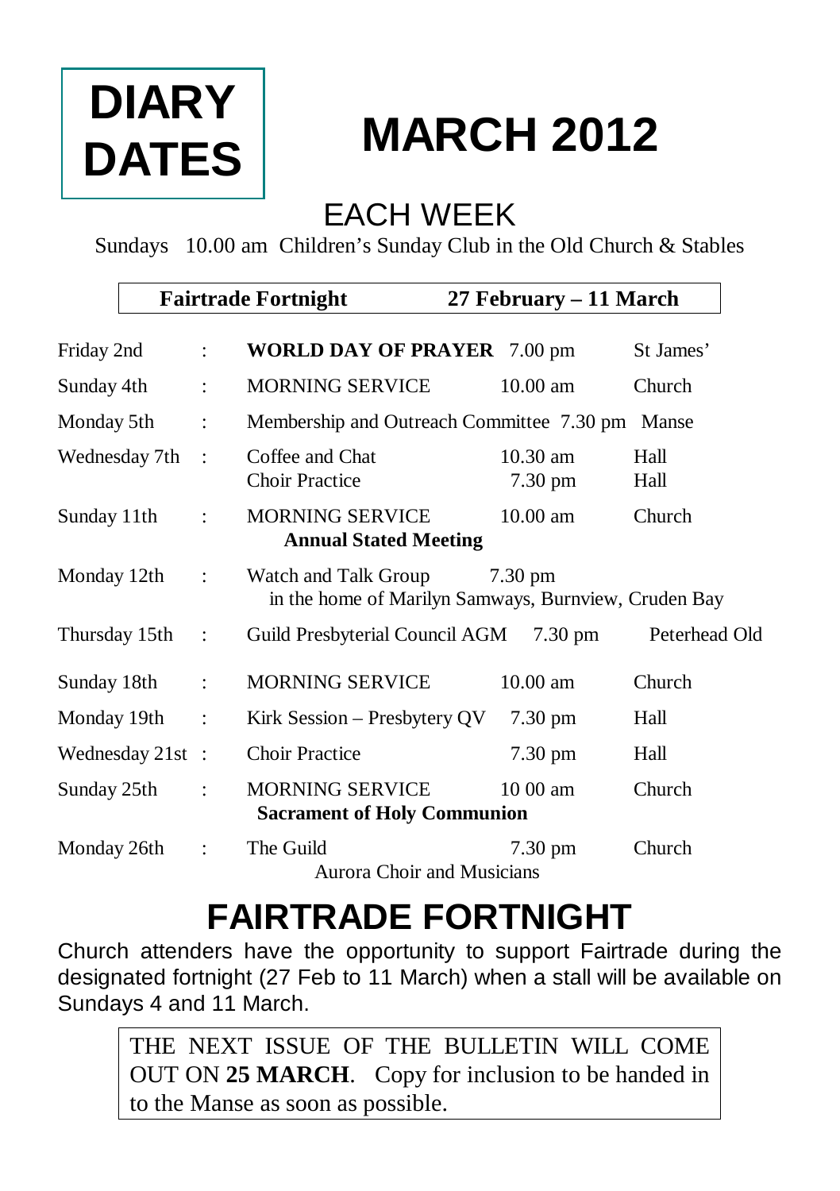# DIARY DATES

# MARCH 2012

## EACH WEEK

Sundays 10.00 am Children's Sunday Club in the Old Church & Stables

**Fairtrade Fortnight 27 February – 11 March**

| Day | | Event | Time | Venue |
|---|---|---|---|---|
| Friday 2nd | : | **WORLD DAY OF PRAYER** | 7.00 pm | St James' |
| Sunday 4th | : | MORNING SERVICE | 10.00 am | Church |
| Monday 5th | : | Membership and Outreach Committee | 7.30 pm | Manse |
| Wednesday 7th | : | Coffee and Chat<br>Choir Practice | 10.30 am<br>7.30 pm | Hall<br>Hall |
| Sunday 11th | : | MORNING SERVICE<br>**Annual Stated Meeting** | 10.00 am | Church |
| Monday 12th | : | Watch and Talk Group<br>in the home of Marilyn Samways, Burnview, Cruden Bay | 7.30 pm | |
| Thursday 15th | : | Guild Presbyterial Council AGM | 7.30 pm | Peterhead Old |
| Sunday 18th | : | MORNING SERVICE | 10.00 am | Church |
| Monday 19th | : | Kirk Session – Presbytery QV | 7.30 pm | Hall |
| Wednesday 21st | : | Choir Practice | 7.30 pm | Hall |
| Sunday 25th | : | MORNING SERVICE<br>**Sacrament of Holy Communion** | 10 00 am | Church |
| Monday 26th | : | The Guild<br>Aurora Choir and Musicians | 7.30 pm | Church |

# FAIRTRADE FORTNIGHT

Church attenders have the opportunity to support Fairtrade during the designated fortnight (27 Feb to 11 March) when a stall will be available on Sundays 4 and 11 March.

THE NEXT ISSUE OF THE BULLETIN WILL COME OUT ON **25 MARCH**. Copy for inclusion to be handed in to the Manse as soon as possible.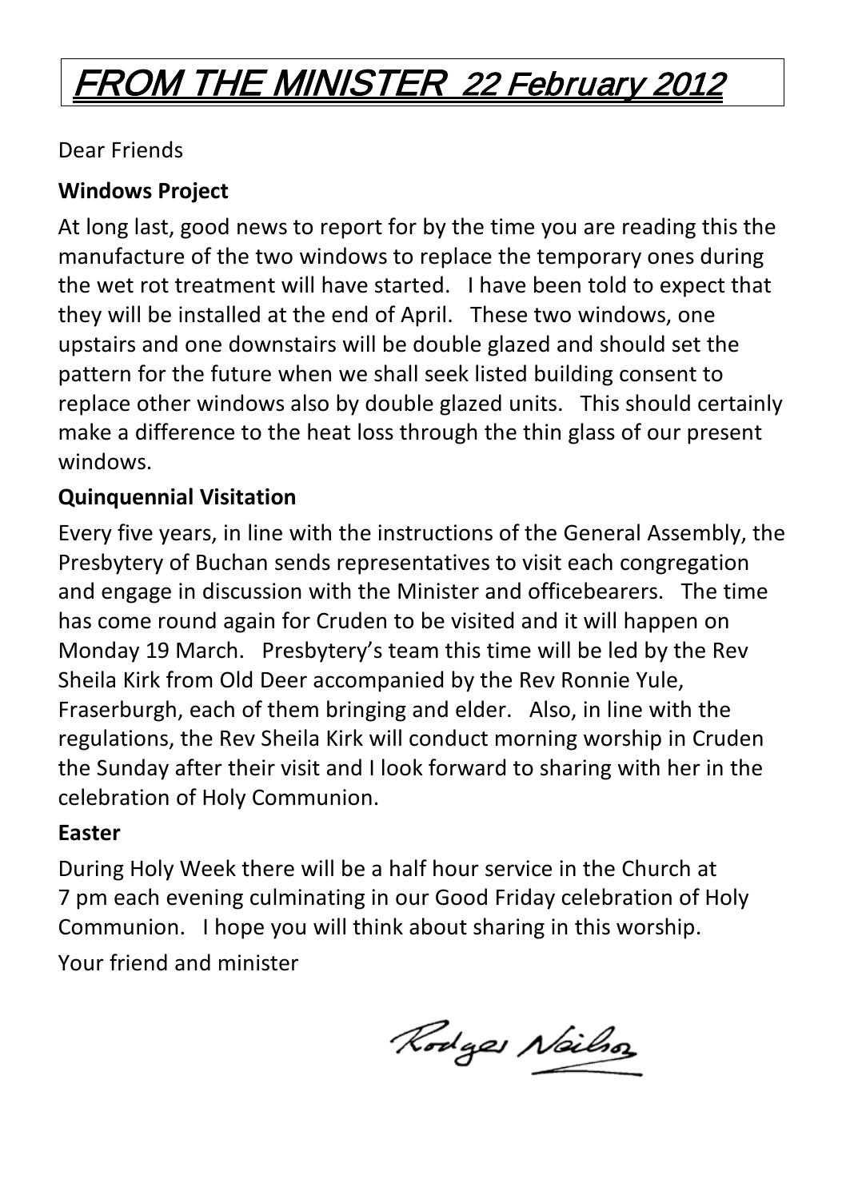# FROM THE MINISTER 22 February 2012

Dear Friends

**Windows Project**

At long last, good news to report for by the time you are reading this the manufacture of the two windows to replace the temporary ones during the wet rot treatment will have started. I have been told to expect that they will be installed at the end of April. These two windows, one upstairs and one downstairs will be double glazed and should set the pattern for the future when we shall seek listed building consent to replace other windows also by double glazed units. This should certainly make a difference to the heat loss through the thin glass of our present windows.

**Quinquennial Visitation**

Every five years, in line with the instructions of the General Assembly, the Presbytery of Buchan sends representatives to visit each congregation and engage in discussion with the Minister and officebearers. The time has come round again for Cruden to be visited and it will happen on Monday 19 March. Presbytery's team this time will be led by the Rev Sheila Kirk from Old Deer accompanied by the Rev Ronnie Yule, Fraserburgh, each of them bringing and elder. Also, in line with the regulations, the Rev Sheila Kirk will conduct morning worship in Cruden the Sunday after their visit and I look forward to sharing with her in the celebration of Holy Communion.

**Easter**

During Holy Week there will be a half hour service in the Church at 7 pm each evening culminating in our Good Friday celebration of Holy Communion. I hope you will think about sharing in this worship.

Your friend and minister

Rodger Neilson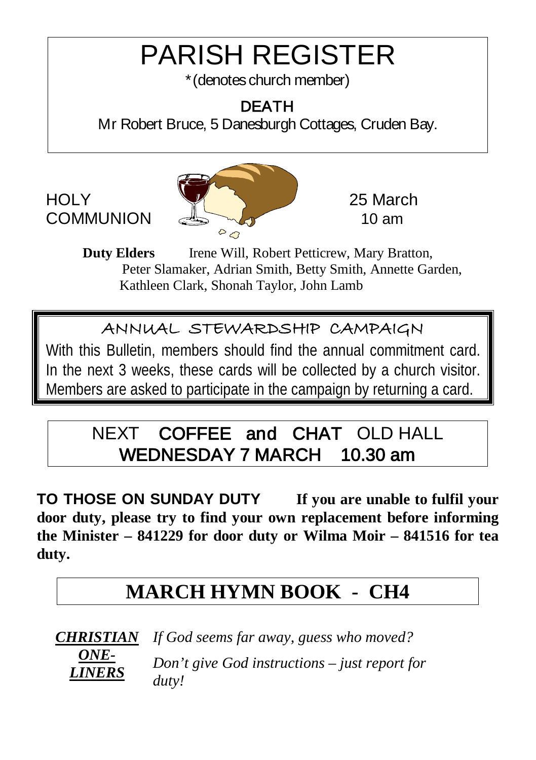# PARISH REGISTER

*(denotes church member)

## DEATH

Mr Robert Bruce, 5 Danesburgh Cottages, Cruden Bay.

HOLY COMMUNION — 25 March 10 am

**Duty Elders** Irene Will, Robert Petticrew, Mary Bratton, Peter Slamaker, Adrian Smith, Betty Smith, Annette Garden, Kathleen Clark, Shonah Taylor, John Lamb

## ANNUAL STEWARDSHIP CAMPAIGN

With this Bulletin, members should find the annual commitment card. In the next 3 weeks, these cards will be collected by a church visitor. Members are asked to participate in the campaign by returning a card.

NEXT **COFFEE and CHAT** OLD HALL
**WEDNESDAY 7 MARCH 10.30 am**

**TO THOSE ON SUNDAY DUTY If you are unable to fulfil your door duty, please try to find your own replacement before informing the Minister – 841229 for door duty or Wilma Moir – 841516 for tea duty.**

## MARCH HYMN BOOK - CH4

***CHRISTIAN ONE-LINERS***

*If God seems far away, guess who moved?*

*Don't give God instructions – just report for duty!*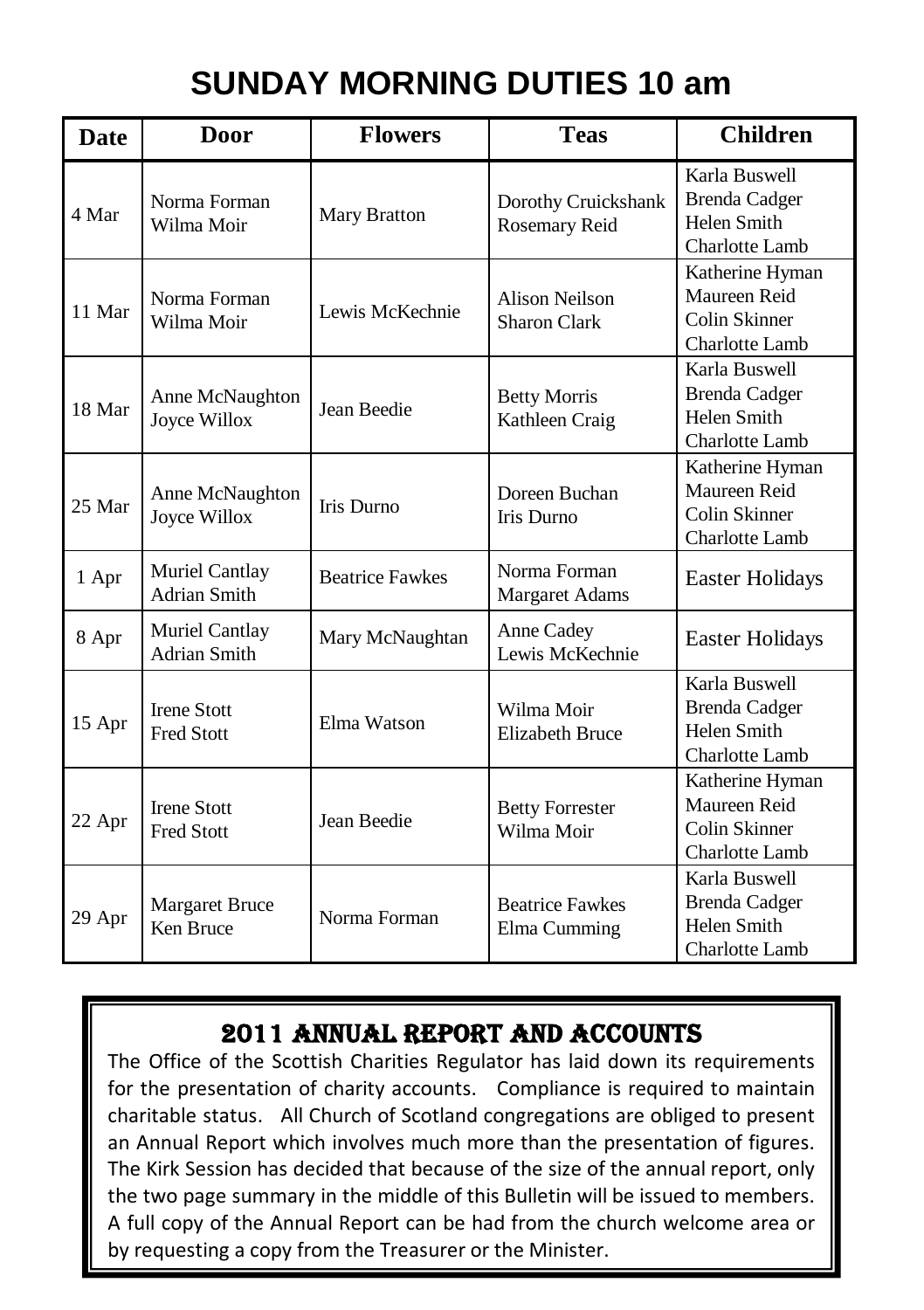# SUNDAY MORNING DUTIES 10 am

| Date | Door | Flowers | Teas | Children |
|---|---|---|---|---|
| 4 Mar | Norma Forman<br>Wilma Moir | Mary Bratton | Dorothy Cruickshank<br>Rosemary Reid | Karla Buswell<br>Brenda Cadger<br>Helen Smith<br>Charlotte Lamb |
| 11 Mar | Norma Forman<br>Wilma Moir | Lewis McKechnie | Alison Neilson<br>Sharon Clark | Katherine Hyman<br>Maureen Reid<br>Colin Skinner<br>Charlotte Lamb |
| 18 Mar | Anne McNaughton<br>Joyce Willox | Jean Beedie | Betty Morris<br>Kathleen Craig | Karla Buswell<br>Brenda Cadger<br>Helen Smith<br>Charlotte Lamb |
| 25 Mar | Anne McNaughton<br>Joyce Willox | Iris Durno | Doreen Buchan<br>Iris Durno | Katherine Hyman<br>Maureen Reid<br>Colin Skinner<br>Charlotte Lamb |
| 1 Apr | Muriel Cantlay<br>Adrian Smith | Beatrice Fawkes | Norma Forman<br>Margaret Adams | Easter Holidays |
| 8 Apr | Muriel Cantlay<br>Adrian Smith | Mary McNaughtan | Anne Cadey<br>Lewis McKechnie | Easter Holidays |
| 15 Apr | Irene Stott<br>Fred Stott | Elma Watson | Wilma Moir<br>Elizabeth Bruce | Karla Buswell<br>Brenda Cadger<br>Helen Smith<br>Charlotte Lamb |
| 22 Apr | Irene Stott<br>Fred Stott | Jean Beedie | Betty Forrester<br>Wilma Moir | Katherine Hyman<br>Maureen Reid<br>Colin Skinner<br>Charlotte Lamb |
| 29 Apr | Margaret Bruce<br>Ken Bruce | Norma Forman | Beatrice Fawkes<br>Elma Cumming | Karla Buswell<br>Brenda Cadger<br>Helen Smith<br>Charlotte Lamb |

## 2011 ANNUAL REPORT AND ACCOUNTS

The Office of the Scottish Charities Regulator has laid down its requirements for the presentation of charity accounts. Compliance is required to maintain charitable status. All Church of Scotland congregations are obliged to present an Annual Report which involves much more than the presentation of figures. The Kirk Session has decided that because of the size of the annual report, only the two page summary in the middle of this Bulletin will be issued to members. A full copy of the Annual Report can be had from the church welcome area or by requesting a copy from the Treasurer or the Minister.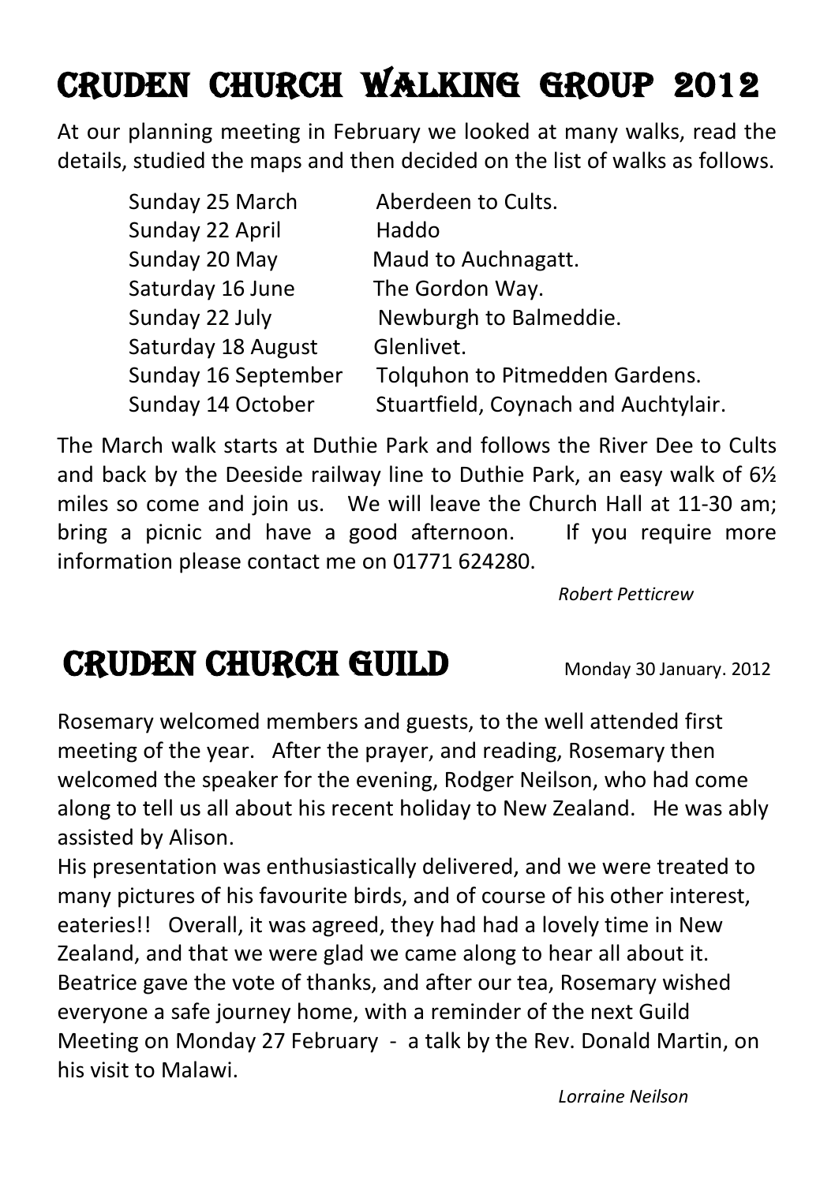# Cruden Church Walking Group 2012

At our planning meeting in February we looked at many walks, read the details, studied the maps and then decided on the list of walks as follows.

| | |
|---|---|
| Sunday 25 March | Aberdeen to Cults. |
| Sunday 22 April | Haddo |
| Sunday 20 May | Maud to Auchnagatt. |
| Saturday 16 June | The Gordon Way. |
| Sunday 22 July | Newburgh to Balmeddie. |
| Saturday 18 August | Glenlivet. |
| Sunday 16 September | Tolquhon to Pitmedden Gardens. |
| Sunday 14 October | Stuartfield, Coynach and Auchtylair. |

The March walk starts at Duthie Park and follows the River Dee to Cults and back by the Deeside railway line to Duthie Park, an easy walk of 6½ miles so come and join us. We will leave the Church Hall at 11-30 am; bring a picnic and have a good afternoon. If you require more information please contact me on 01771 624280.

*Robert Petticrew*

# Cruden Church Guild

Monday 30 January. 2012

Rosemary welcomed members and guests, to the well attended first meeting of the year. After the prayer, and reading, Rosemary then welcomed the speaker for the evening, Rodger Neilson, who had come along to tell us all about his recent holiday to New Zealand. He was ably assisted by Alison.

His presentation was enthusiastically delivered, and we were treated to many pictures of his favourite birds, and of course of his other interest, eateries!! Overall, it was agreed, they had had a lovely time in New Zealand, and that we were glad we came along to hear all about it. Beatrice gave the vote of thanks, and after our tea, Rosemary wished everyone a safe journey home, with a reminder of the next Guild Meeting on Monday 27 February - a talk by the Rev. Donald Martin, on his visit to Malawi.

*Lorraine Neilson*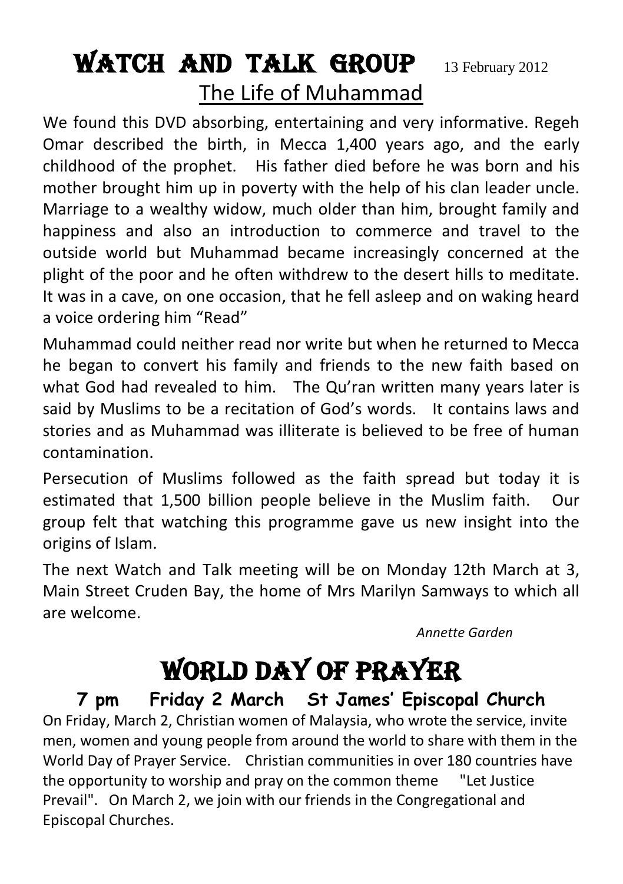# WATCH AND TALK GROUP 13 February 2012

## The Life of Muhammad

We found this DVD absorbing, entertaining and very informative. Regeh Omar described the birth, in Mecca 1,400 years ago, and the early childhood of the prophet. His father died before he was born and his mother brought him up in poverty with the help of his clan leader uncle. Marriage to a wealthy widow, much older than him, brought family and happiness and also an introduction to commerce and travel to the outside world but Muhammad became increasingly concerned at the plight of the poor and he often withdrew to the desert hills to meditate. It was in a cave, on one occasion, that he fell asleep and on waking heard a voice ordering him "Read"

Muhammad could neither read nor write but when he returned to Mecca he began to convert his family and friends to the new faith based on what God had revealed to him. The Qu'ran written many years later is said by Muslims to be a recitation of God's words. It contains laws and stories and as Muhammad was illiterate is believed to be free of human contamination.

Persecution of Muslims followed as the faith spread but today it is estimated that 1,500 billion people believe in the Muslim faith. Our group felt that watching this programme gave us new insight into the origins of Islam.

The next Watch and Talk meeting will be on Monday 12th March at 3, Main Street Cruden Bay, the home of Mrs Marilyn Samways to which all are welcome.

*Annette Garden*

# WORLD DAY OF PRAYER

**7 pm Friday 2 March St James' Episcopal Church**

On Friday, March 2, Christian women of Malaysia, who wrote the service, invite men, women and young people from around the world to share with them in the World Day of Prayer Service. Christian communities in over 180 countries have the opportunity to worship and pray on the common theme "Let Justice Prevail". On March 2, we join with our friends in the Congregational and Episcopal Churches.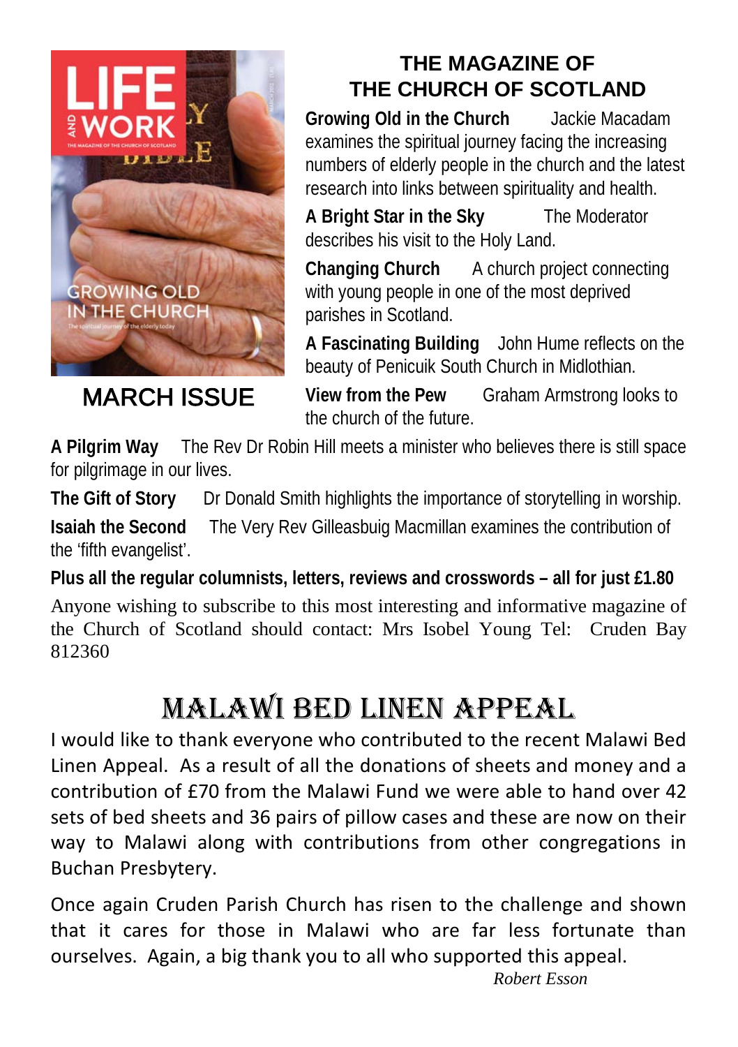## THE MAGAZINE OF THE CHURCH OF SCOTLAND

**MARCH ISSUE**

**Growing Old in the Church** Jackie Macadam examines the spiritual journey facing the increasing numbers of elderly people in the church and the latest research into links between spirituality and health.

**A Bright Star in the Sky** The Moderator describes his visit to the Holy Land.

**Changing Church** A church project connecting with young people in one of the most deprived parishes in Scotland.

**A Fascinating Building** John Hume reflects on the beauty of Penicuik South Church in Midlothian.

**View from the Pew** Graham Armstrong looks to the church of the future.

**A Pilgrim Way** The Rev Dr Robin Hill meets a minister who believes there is still space for pilgrimage in our lives.

**The Gift of Story** Dr Donald Smith highlights the importance of storytelling in worship.

**Isaiah the Second** The Very Rev Gilleasbuig Macmillan examines the contribution of the 'fifth evangelist'.

**Plus all the regular columnists, letters, reviews and crosswords – all for just £1.80**

Anyone wishing to subscribe to this most interesting and informative magazine of the Church of Scotland should contact: Mrs Isobel Young Tel: Cruden Bay 812360

# MALAWI BED LINEN APPEAL

I would like to thank everyone who contributed to the recent Malawi Bed Linen Appeal. As a result of all the donations of sheets and money and a contribution of £70 from the Malawi Fund we were able to hand over 42 sets of bed sheets and 36 pairs of pillow cases and these are now on their way to Malawi along with contributions from other congregations in Buchan Presbytery.

Once again Cruden Parish Church has risen to the challenge and shown that it cares for those in Malawi who are far less fortunate than ourselves. Again, a big thank you to all who supported this appeal.

*Robert Esson*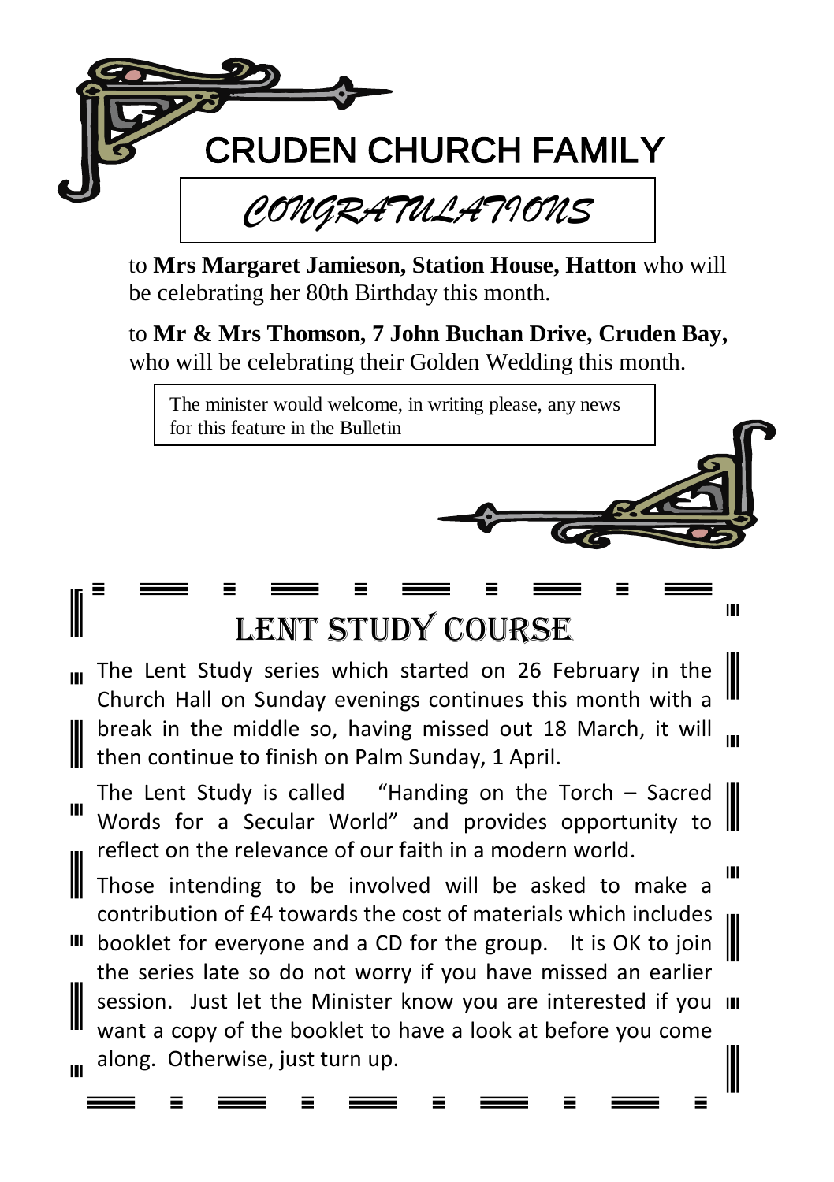# CRUDEN CHURCH FAMILY

## *CONGRATULATIONS*

to **Mrs Margaret Jamieson, Station House, Hatton** who will be celebrating her 80th Birthday this month.

to **Mr & Mrs Thomson, 7 John Buchan Drive, Cruden Bay,** who will be celebrating their Golden Wedding this month.

The minister would welcome, in writing please, any news for this feature in the Bulletin

## LENT STUDY COURSE

The Lent Study series which started on 26 February in the Church Hall on Sunday evenings continues this month with a break in the middle so, having missed out 18 March, it will then continue to finish on Palm Sunday, 1 April.

The Lent Study is called "Handing on the Torch – Sacred Words for a Secular World" and provides opportunity to reflect on the relevance of our faith in a modern world.

Those intending to be involved will be asked to make a contribution of £4 towards the cost of materials which includes booklet for everyone and a CD for the group. It is OK to join the series late so do not worry if you have missed an earlier session. Just let the Minister know you are interested if you want a copy of the booklet to have a look at before you come along. Otherwise, just turn up.